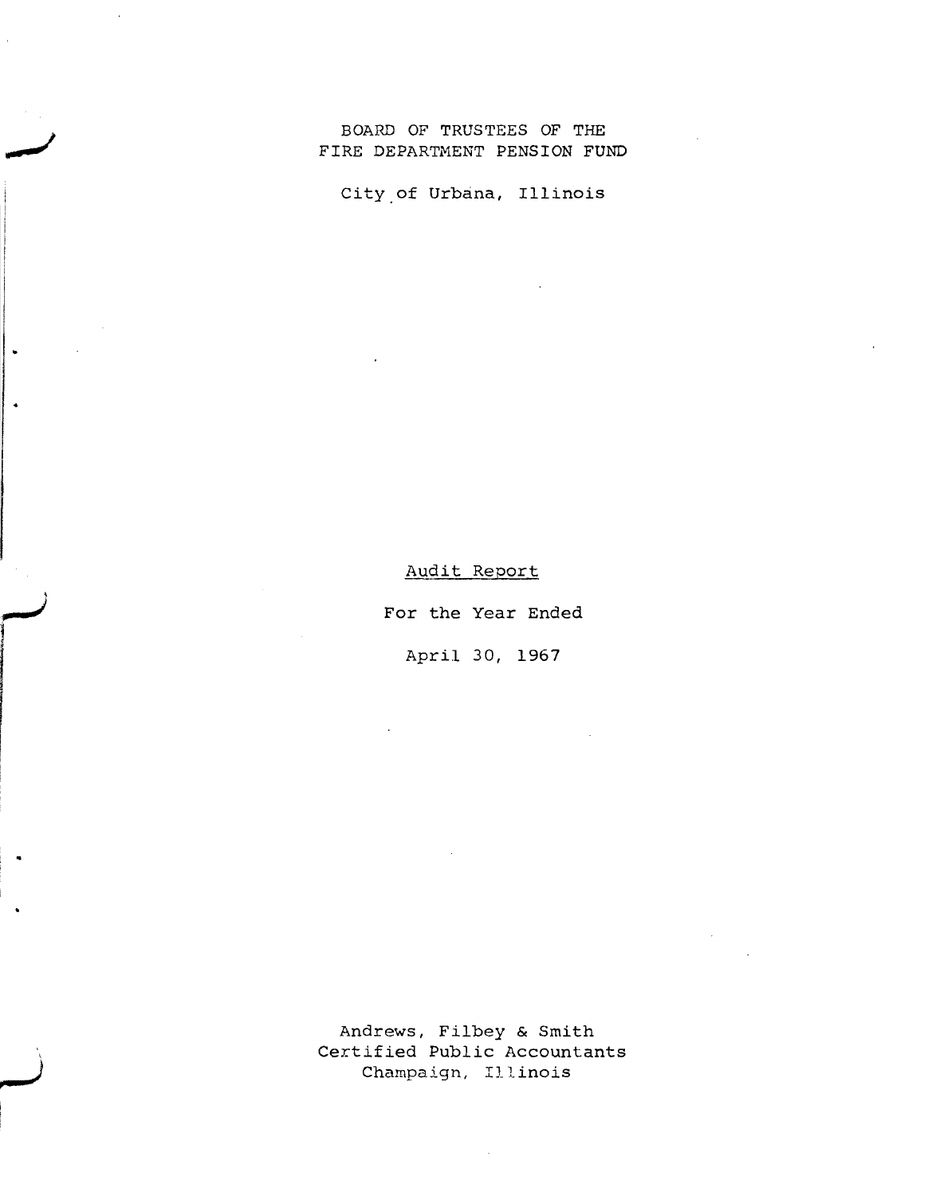# BOARD OF TRUSTEES OF THE FIRE DEPARTMENT PENSION FUND

City of Urbana, Illinois

Audit Report

For the Year Ended

April 30, 1967

Andrews, Filbey & Smith
Certified Public Accountants
Champaign, Illinois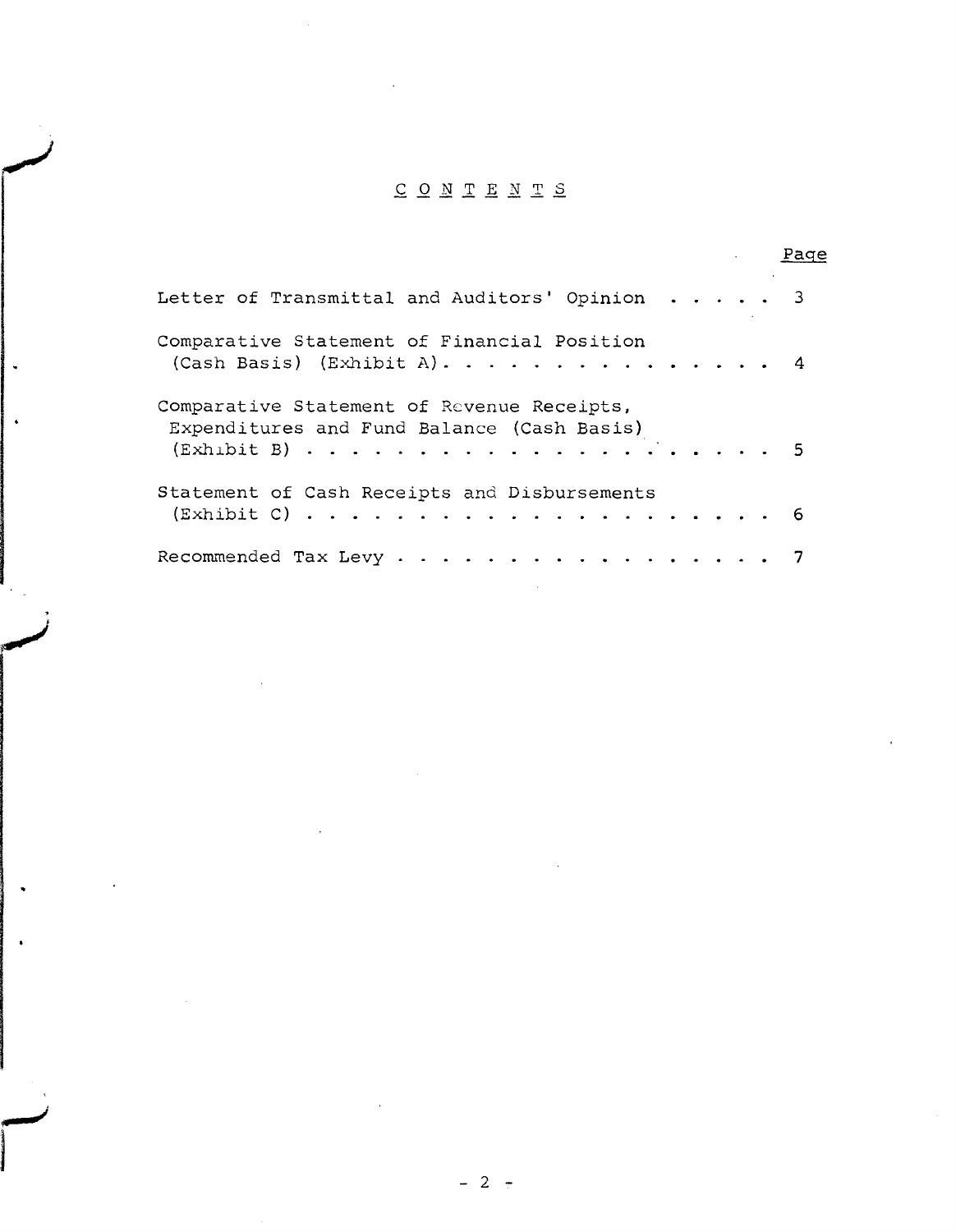# CONTENTS

| | Page |
|---|---|
| Letter of Transmittal and Auditors' Opinion | 3 |
| Comparative Statement of Financial Position (Cash Basis) (Exhibit A) | 4 |
| Comparative Statement of Revenue Receipts, Expenditures and Fund Balance (Cash Basis) (Exhibit B) | 5 |
| Statement of Cash Receipts and Disbursements (Exhibit C) | 6 |
| Recommended Tax Levy | 7 |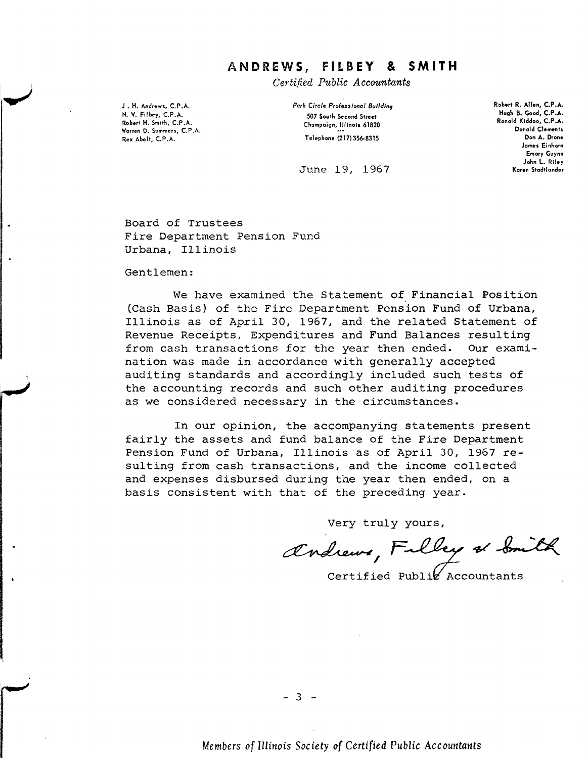# ANDREWS, FILBEY & SMITH

*Certified Public Accountants*

J. H. Andrews, C.P.A.
N. V. Filbey, C.P.A.
Robert H. Smith, C.P.A.
Warren D. Summers, C.P.A.
Rex Abolt, C.P.A.

*Park Circle Professional Building*
507 South Second Street
Champaign, Illinois 61820
Telephone (217) 356-8315

Robert R. Allen, C.P.A.
Hugh B. Good, C.P.A.
Ronald Kiddoo, C.P.A.
Donald Clements
Don A. Drone
James Einhorn
Emory Guynn
John L. Riley
Karen Stadtlander

June 19, 1967

Board of Trustees
Fire Department Pension Fund
Urbana, Illinois

Gentlemen:

We have examined the Statement of Financial Position (Cash Basis) of the Fire Department Pension Fund of Urbana, Illinois as of April 30, 1967, and the related Statement of Revenue Receipts, Expenditures and Fund Balances resulting from cash transactions for the year then ended. Our examination was made in accordance with generally accepted auditing standards and accordingly included such tests of the accounting records and such other auditing procedures as we considered necessary in the circumstances.

In our opinion, the accompanying statements present fairly the assets and fund balance of the Fire Department Pension Fund of Urbana, Illinois as of April 30, 1967 resulting from cash transactions, and the income collected and expenses disbursed during the year then ended, on a basis consistent with that of the preceding year.

Very truly yours,

Andrews, Filbey & Smith

Certified Public Accountants

*Members of Illinois Society of Certified Public Accountants*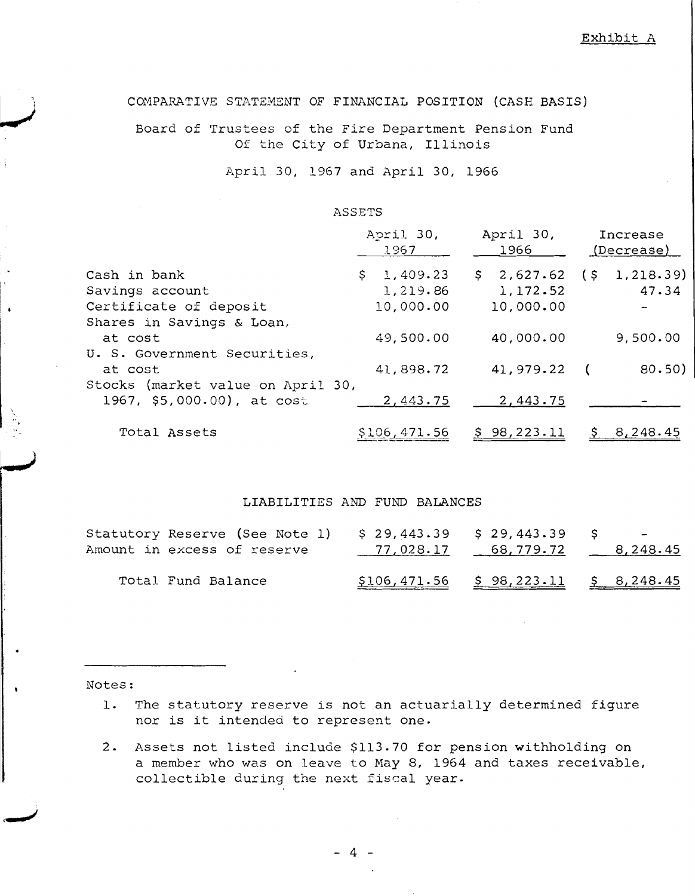Exhibit A

## COMPARATIVE STATEMENT OF FINANCIAL POSITION (CASH BASIS)

Board of Trustees of the Fire Department Pension Fund
Of the City of Urbana, Illinois

April 30, 1967 and April 30, 1966

### ASSETS

| | April 30, 1967 | April 30, 1966 | Increase (Decrease) |
|---|---|---|---|
| Cash in bank | $ 1,409.23 | $ 2,627.62 | ($ 1,218.39) |
| Savings account | 1,219.86 | 1,172.52 | 47.34 |
| Certificate of deposit | 10,000.00 | 10,000.00 | - |
| Shares in Savings & Loan, at cost | 49,500.00 | 40,000.00 | 9,500.00 |
| U. S. Government Securities, at cost | 41,898.72 | 41,979.22 | ( 80.50) |
| Stocks (market value on April 30, 1967, $5,000.00), at cost | 2,443.75 | 2,443.75 | - |
| Total Assets | $106,471.56 | $ 98,223.11 | $ 8,248.45 |

### LIABILITIES AND FUND BALANCES

| | April 30, 1967 | April 30, 1966 | Increase (Decrease) |
|---|---|---|---|
| Statutory Reserve (See Note 1) | $ 29,443.39 | $ 29,443.39 | $ - |
| Amount in excess of reserve | 77,028.17 | 68,779.72 | 8,248.45 |
| Total Fund Balance | $106,471.56 | $ 98,223.11 | $ 8,248.45 |

Notes:

1. The statutory reserve is not an actuarially determined figure nor is it intended to represent one.

2. Assets not listed include $113.70 for pension withholding on a member who was on leave to May 8, 1964 and taxes receivable, collectible during the next fiscal year.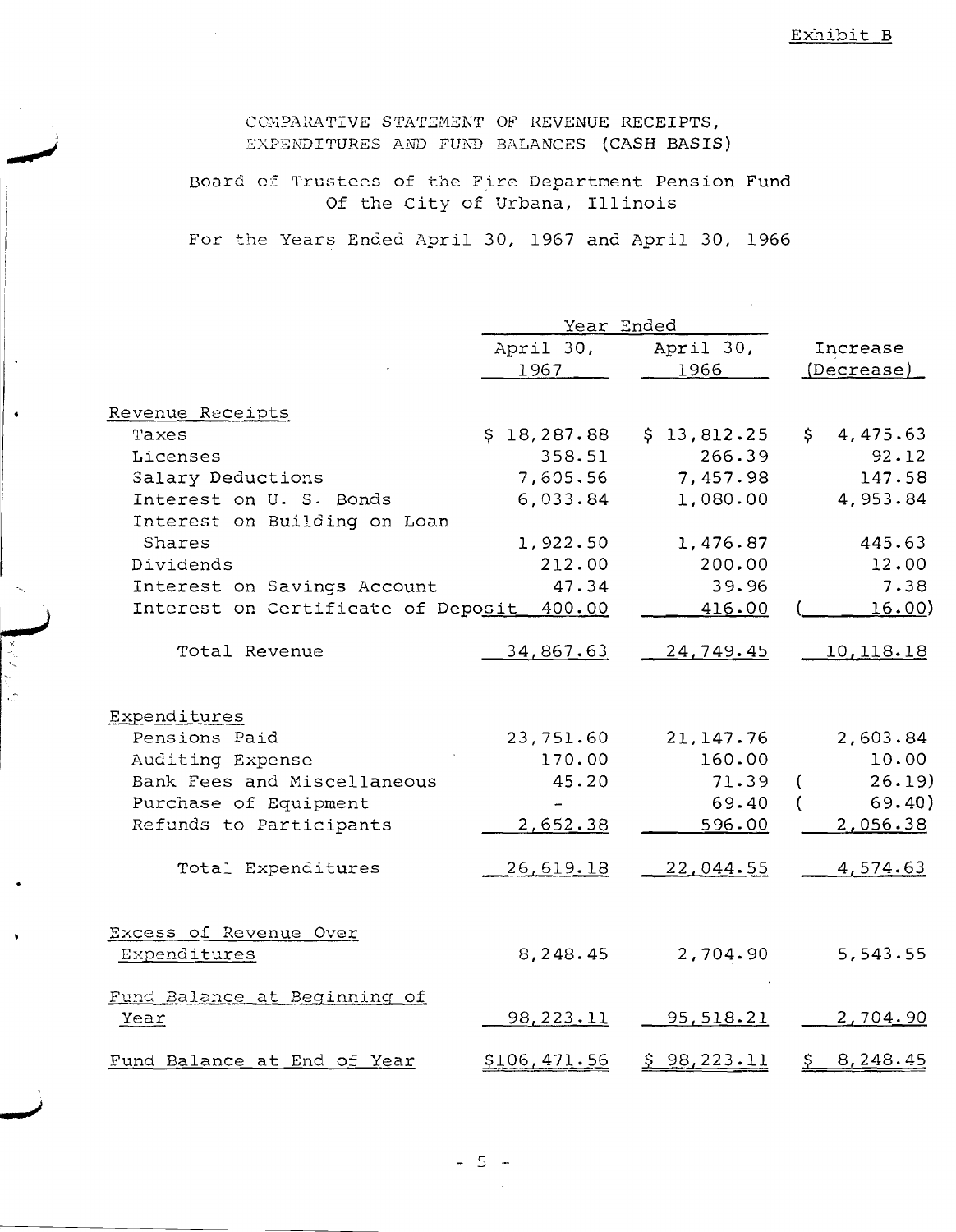Exhibit B

# COMPARATIVE STATEMENT OF REVENUE RECEIPTS, EXPENDITURES AND FUND BALANCES (CASH BASIS)

## Board of Trustees of the Fire Department Pension Fund Of the City of Urbana, Illinois

For the Years Ended April 30, 1967 and April 30, 1966

| | Year Ended | | |
|---|---|---|---|
| | April 30, 1967 | April 30, 1966 | Increase (Decrease) |
| **Revenue Receipts** | | | |
| Taxes | $ 18,287.88 | $ 13,812.25 | $ 4,475.63 |
| Licenses | 358.51 | 266.39 | 92.12 |
| Salary Deductions | 7,605.56 | 7,457.98 | 147.58 |
| Interest on U. S. Bonds | 6,033.84 | 1,080.00 | 4,953.84 |
| Interest on Building on Loan Shares | 1,922.50 | 1,476.87 | 445.63 |
| Dividends | 212.00 | 200.00 | 12.00 |
| Interest on Savings Account | 47.34 | 39.96 | 7.38 |
| Interest on Certificate of Deposit | 400.00 | 416.00 | ( 16.00) |
| Total Revenue | 34,867.63 | 24,749.45 | 10,118.18 |
| **Expenditures** | | | |
| Pensions Paid | 23,751.60 | 21,147.76 | 2,603.84 |
| Auditing Expense | 170.00 | 160.00 | 10.00 |
| Bank Fees and Miscellaneous | 45.20 | 71.39 | ( 26.19) |
| Purchase of Equipment | - | 69.40 | ( 69.40) |
| Refunds to Participants | 2,652.38 | 596.00 | 2,056.38 |
| Total Expenditures | 26,619.18 | 22,044.55 | 4,574.63 |
| Excess of Revenue Over Expenditures | 8,248.45 | 2,704.90 | 5,543.55 |
| Fund Balance at Beginning of Year | 98,223.11 | 95,518.21 | 2,704.90 |
| Fund Balance at End of Year | $106,471.56 | $ 98,223.11 | $ 8,248.45 |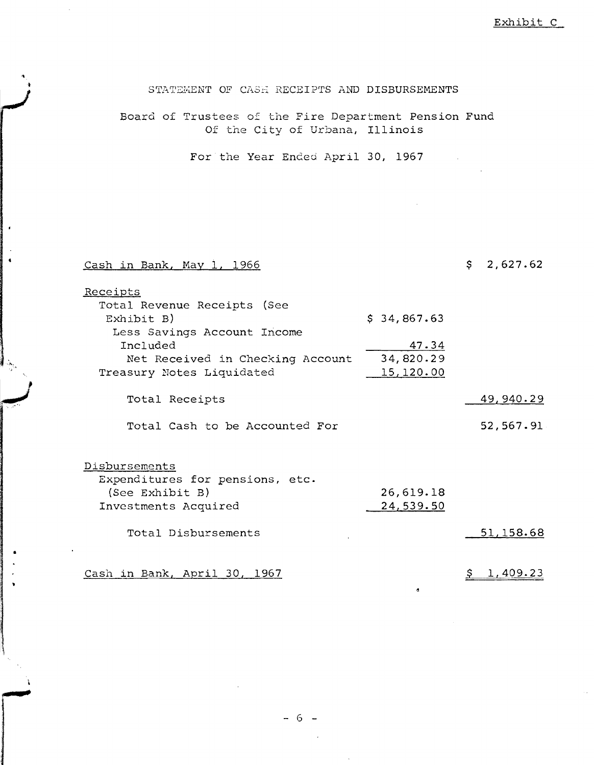Exhibit C

# STATEMENT OF CASH RECEIPTS AND DISBURSEMENTS

## Board of Trustees of the Fire Department Pension Fund Of the City of Urbana, Illinois

For the Year Ended April 30, 1967

| | | |
|---|---|---|
| Cash in Bank, May 1, 1966 | | $ 2,627.62 |
| **Receipts** | | |
| Total Revenue Receipts (See Exhibit B) | $ 34,867.63 | |
| Less Savings Account Income Included | 47.34 | |
| Net Received in Checking Account | 34,820.29 | |
| Treasury Notes Liquidated | 15,120.00 | |
| Total Receipts | | 49,940.29 |
| Total Cash to be Accounted For | | 52,567.91 |
| **Disbursements** | | |
| Expenditures for pensions, etc. (See Exhibit B) | 26,619.18 | |
| Investments Acquired | 24,539.50 | |
| Total Disbursements | | 51,158.68 |
| Cash in Bank, April 30, 1967 | | $ 1,409.23 |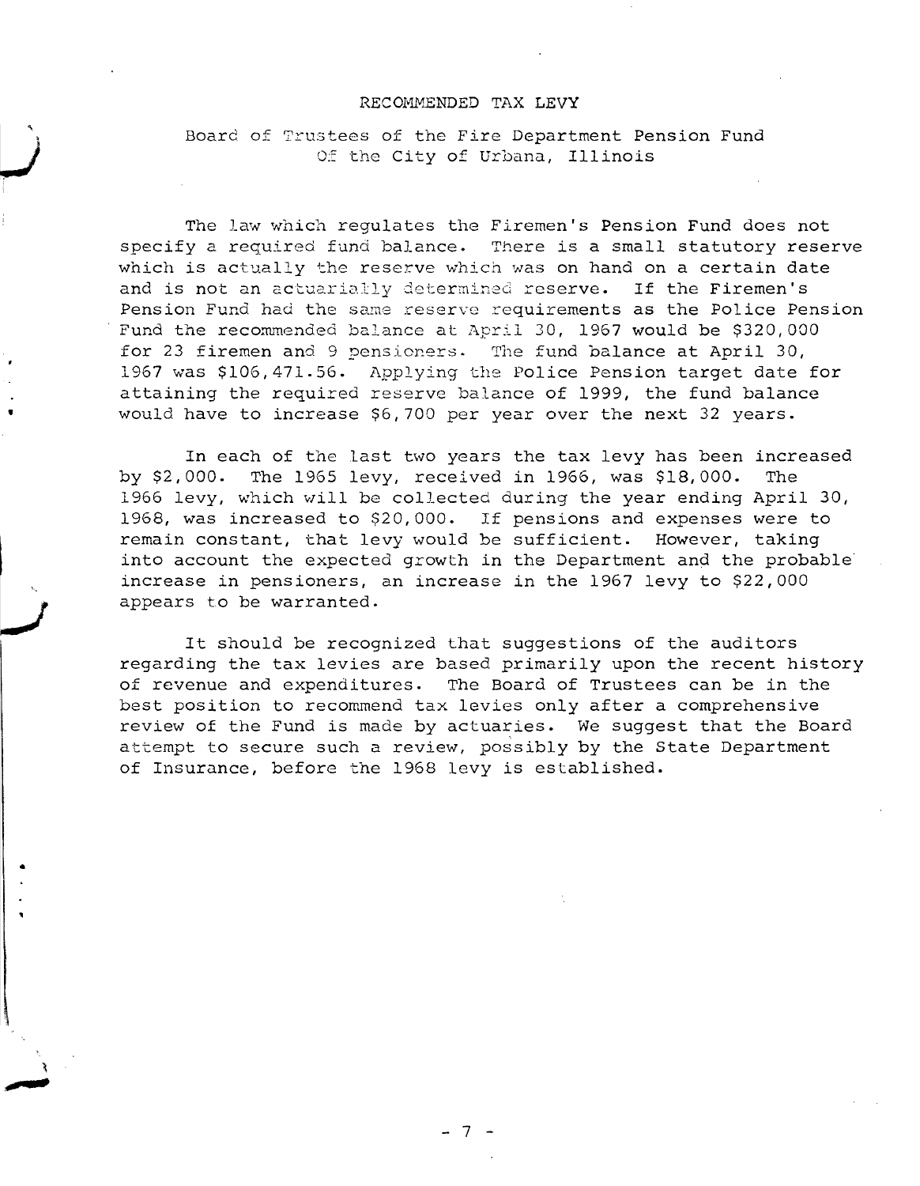# RECOMMENDED TAX LEVY

## Board of Trustees of the Fire Department Pension Fund Of the City of Urbana, Illinois

The law which regulates the Firemen's Pension Fund does not specify a required fund balance. There is a small statutory reserve which is actually the reserve which was on hand on a certain date and is not an actuarially determined reserve. If the Firemen's Pension Fund had the same reserve requirements as the Police Pension Fund the recommended balance at April 30, 1967 would be $320,000 for 23 firemen and 9 pensioners. The fund balance at April 30, 1967 was $106,471.56. Applying the Police Pension target date for attaining the required reserve balance of 1999, the fund balance would have to increase $6,700 per year over the next 32 years.

In each of the last two years the tax levy has been increased by $2,000. The 1965 levy, received in 1966, was $18,000. The 1966 levy, which will be collected during the year ending April 30, 1968, was increased to $20,000. If pensions and expenses were to remain constant, that levy would be sufficient. However, taking into account the expected growth in the Department and the probable increase in pensioners, an increase in the 1967 levy to $22,000 appears to be warranted.

It should be recognized that suggestions of the auditors regarding the tax levies are based primarily upon the recent history of revenue and expenditures. The Board of Trustees can be in the best position to recommend tax levies only after a comprehensive review of the Fund is made by actuaries. We suggest that the Board attempt to secure such a review, possibly by the State Department of Insurance, before the 1968 levy is established.